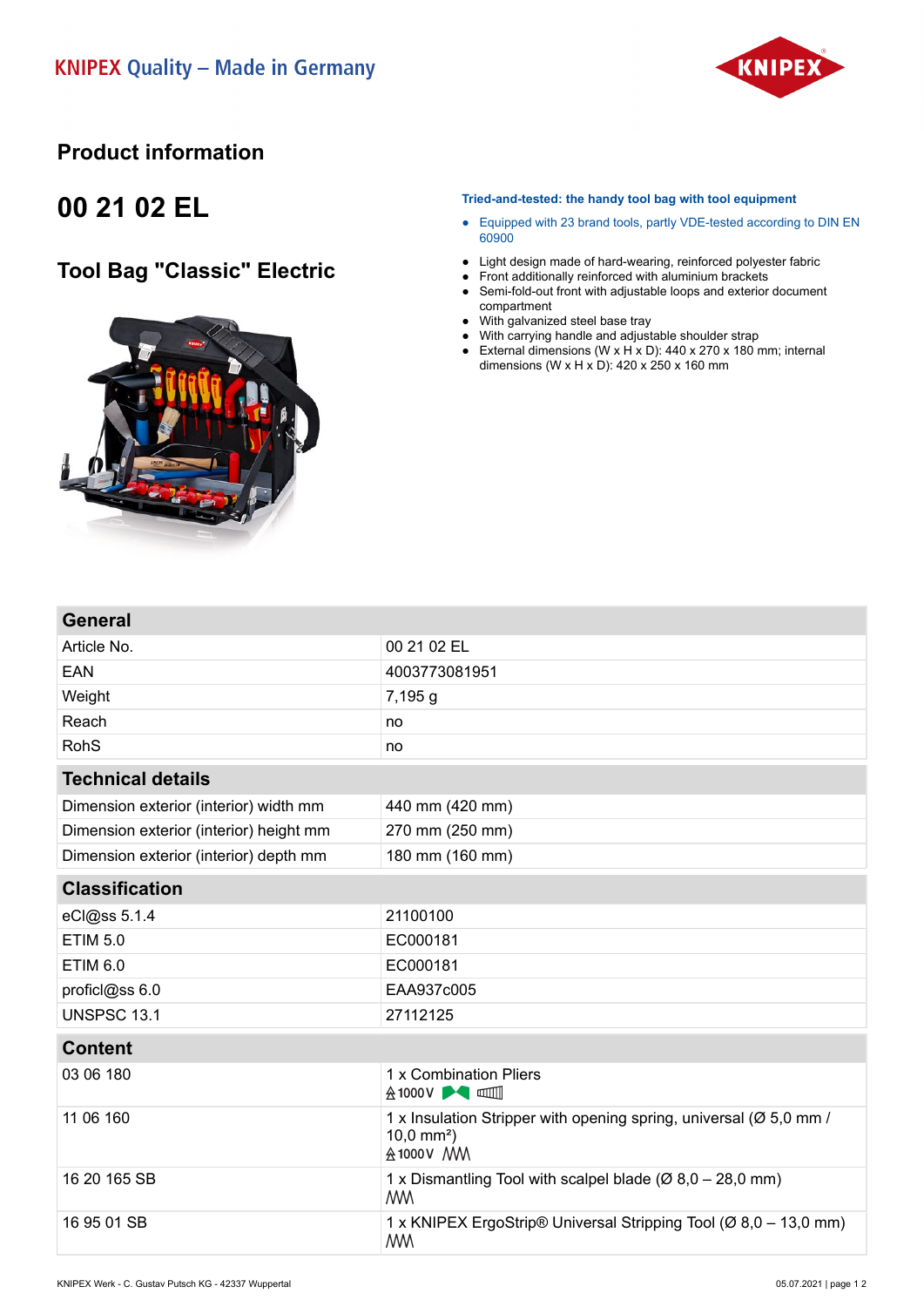KNIPEX Quality – Made in Germany

# Product information

## 00 21 02 EL

## Tool Bag "Classic" Electric

**Tried-and-tested: the handy tool bag with tool equipment**

- Equipped with 23 brand tools, partly VDE-tested according to DIN EN 60900

- Light design made of hard-wearing, reinforced polyester fabric
- Front additionally reinforced with aluminium brackets
- Semi-fold-out front with adjustable loops and exterior document compartment
- With galvanized steel base tray
- With carrying handle and adjustable shoulder strap
- External dimensions (W x H x D): 440 x 270 x 180 mm; internal dimensions (W x H x D): 420 x 250 x 160 mm

| General | |
|---|---|
| Article No. | 00 21 02 EL |
| EAN | 4003773081951 |
| Weight | 7,195 g |
| Reach | no |
| RohS | no |

| Technical details | |
|---|---|
| Dimension exterior (interior) width mm | 440 mm (420 mm) |
| Dimension exterior (interior) height mm | 270 mm (250 mm) |
| Dimension exterior (interior) depth mm | 180 mm (160 mm) |

| Classification | |
|---|---|
| eCl@ss 5.1.4 | 21100100 |
| ETIM 5.0 | EC000181 |
| ETIM 6.0 | EC000181 |
| proficl@ss 6.0 | EAA937c005 |
| UNSPSC 13.1 | 27112125 |

| Content | |
|---|---|
| 03 06 180 | 1 x Combination Pliers 1000 V |
| 11 06 160 | 1 x Insulation Stripper with opening spring, universal (Ø 5,0 mm / 10,0 mm²) 1000 V |
| 16 20 165 SB | 1 x Dismantling Tool with scalpel blade (Ø 8,0 – 28,0 mm) |
| 16 95 01 SB | 1 x KNIPEX ErgoStrip® Universal Stripping Tool (Ø 8,0 – 13,0 mm) |

KNIPEX Werk - C. Gustav Putsch KG - 42337 Wuppertal

05.07.2021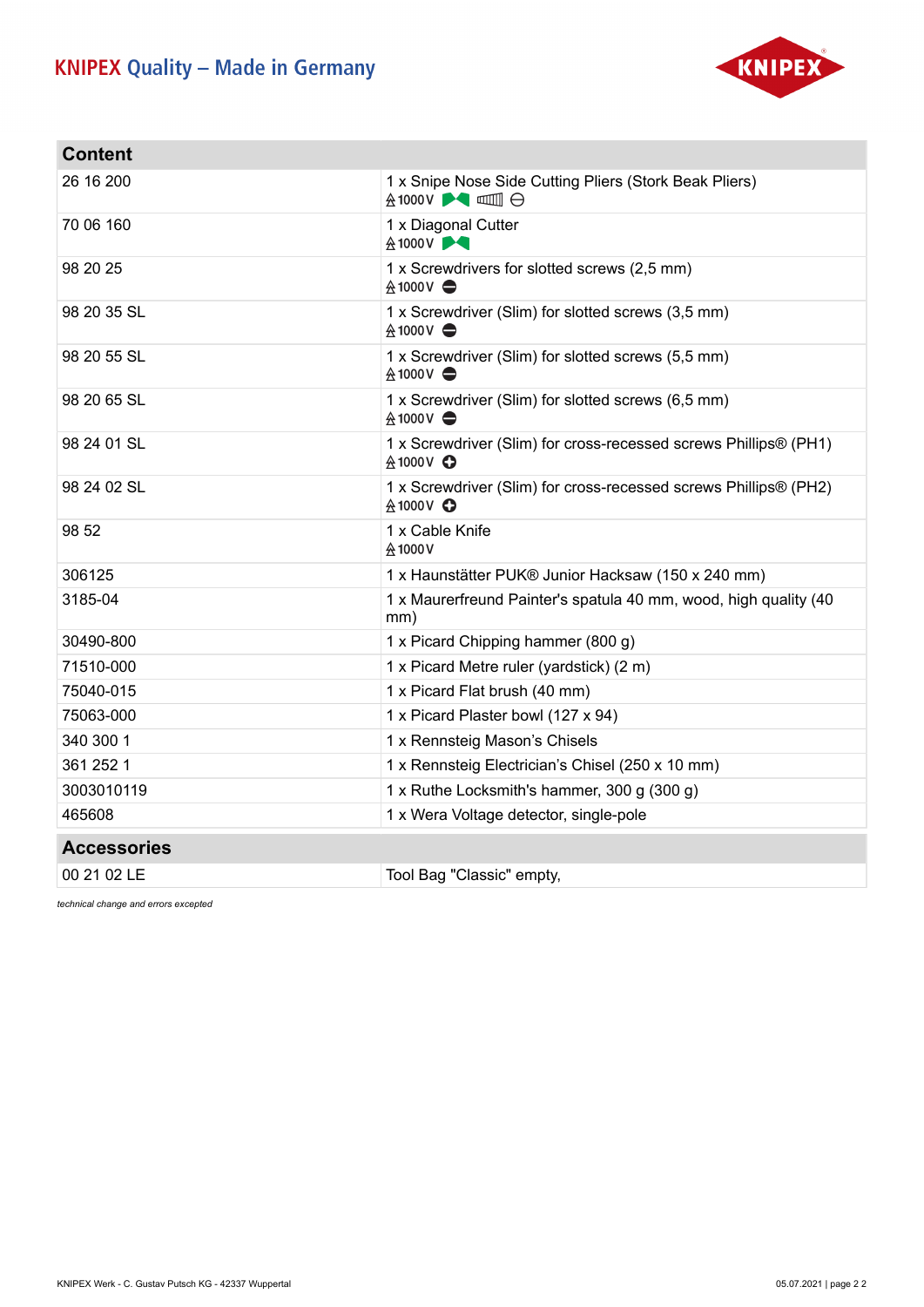KNIPEX Quality – Made in Germany

## Content

| | |
|---|---|
| 26 16 200 | 1 x Snipe Nose Side Cutting Pliers (Stork Beak Pliers)<br>1000 V |
| 70 06 160 | 1 x Diagonal Cutter<br>1000 V |
| 98 20 25 | 1 x Screwdrivers for slotted screws (2,5 mm)<br>1000 V |
| 98 20 35 SL | 1 x Screwdriver (Slim) for slotted screws (3,5 mm)<br>1000 V |
| 98 20 55 SL | 1 x Screwdriver (Slim) for slotted screws (5,5 mm)<br>1000 V |
| 98 20 65 SL | 1 x Screwdriver (Slim) for slotted screws (6,5 mm)<br>1000 V |
| 98 24 01 SL | 1 x Screwdriver (Slim) for cross-recessed screws Phillips® (PH1)<br>1000 V |
| 98 24 02 SL | 1 x Screwdriver (Slim) for cross-recessed screws Phillips® (PH2)<br>1000 V |
| 98 52 | 1 x Cable Knife<br>1000 V |
| 306125 | 1 x Haunstätter PUK® Junior Hacksaw (150 x 240 mm) |
| 3185-04 | 1 x Maurerfreund Painter's spatula 40 mm, wood, high quality (40 mm) |
| 30490-800 | 1 x Picard Chipping hammer (800 g) |
| 71510-000 | 1 x Picard Metre ruler (yardstick) (2 m) |
| 75040-015 | 1 x Picard Flat brush (40 mm) |
| 75063-000 | 1 x Picard Plaster bowl (127 x 94) |
| 340 300 1 | 1 x Rennsteig Mason's Chisels |
| 361 252 1 | 1 x Rennsteig Electrician's Chisel (250 x 10 mm) |
| 3003010119 | 1 x Ruthe Locksmith's hammer, 300 g (300 g) |
| 465608 | 1 x Wera Voltage detector, single-pole |

## Accessories

| | |
|---|---|
| 00 21 02 LE | Tool Bag "Classic" empty, |

*technical change and errors excepted*